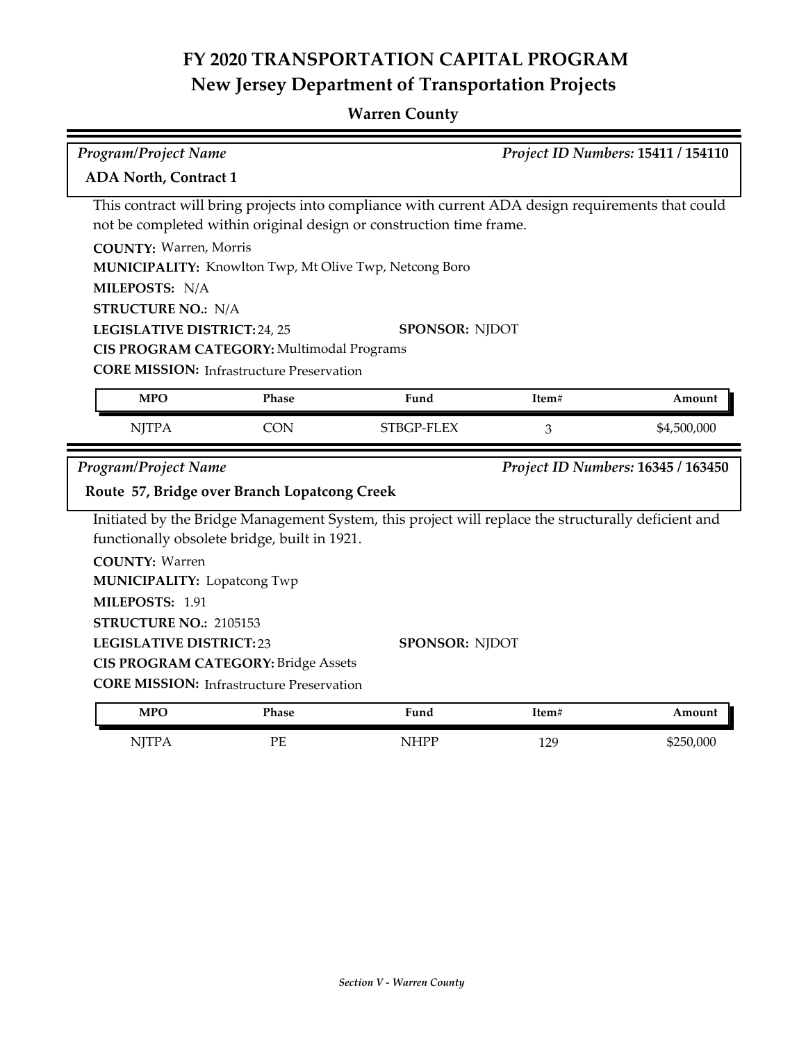# FY 2020 TRANSPORTATION CAPITAL PROGRAM
## New Jersey Department of Transportation Projects

### Warren County

*Program/Project Name* — *Project ID Numbers:* **15411 / 154110**

**ADA North, Contract 1**

This contract will bring projects into compliance with current ADA design requirements that could not be completed within original design or construction time frame.

**COUNTY:** Warren, Morris
**MUNICIPALITY:** Knowlton Twp, Mt Olive Twp, Netcong Boro
**MILEPOSTS:** N/A
**STRUCTURE NO.:** N/A
**LEGISLATIVE DISTRICT:** 24, 25
**SPONSOR:** NJDOT
**CIS PROGRAM CATEGORY:** Multimodal Programs
**CORE MISSION:** Infrastructure Preservation

| MPO | Phase | Fund | Item# | Amount |
|---|---|---|---|---|
| NJTPA | CON | STBGP-FLEX | 3 | $4,500,000 |

*Program/Project Name* — *Project ID Numbers:* **16345 / 163450**

**Route 57, Bridge over Branch Lopatcong Creek**

Initiated by the Bridge Management System, this project will replace the structurally deficient and functionally obsolete bridge, built in 1921.

**COUNTY:** Warren
**MUNICIPALITY:** Lopatcong Twp
**MILEPOSTS:** 1.91
**STRUCTURE NO.:** 2105153
**LEGISLATIVE DISTRICT:** 23
**SPONSOR:** NJDOT
**CIS PROGRAM CATEGORY:** Bridge Assets
**CORE MISSION:** Infrastructure Preservation

| MPO | Phase | Fund | Item# | Amount |
|---|---|---|---|---|
| NJTPA | PE | NHPP | 129 | $250,000 |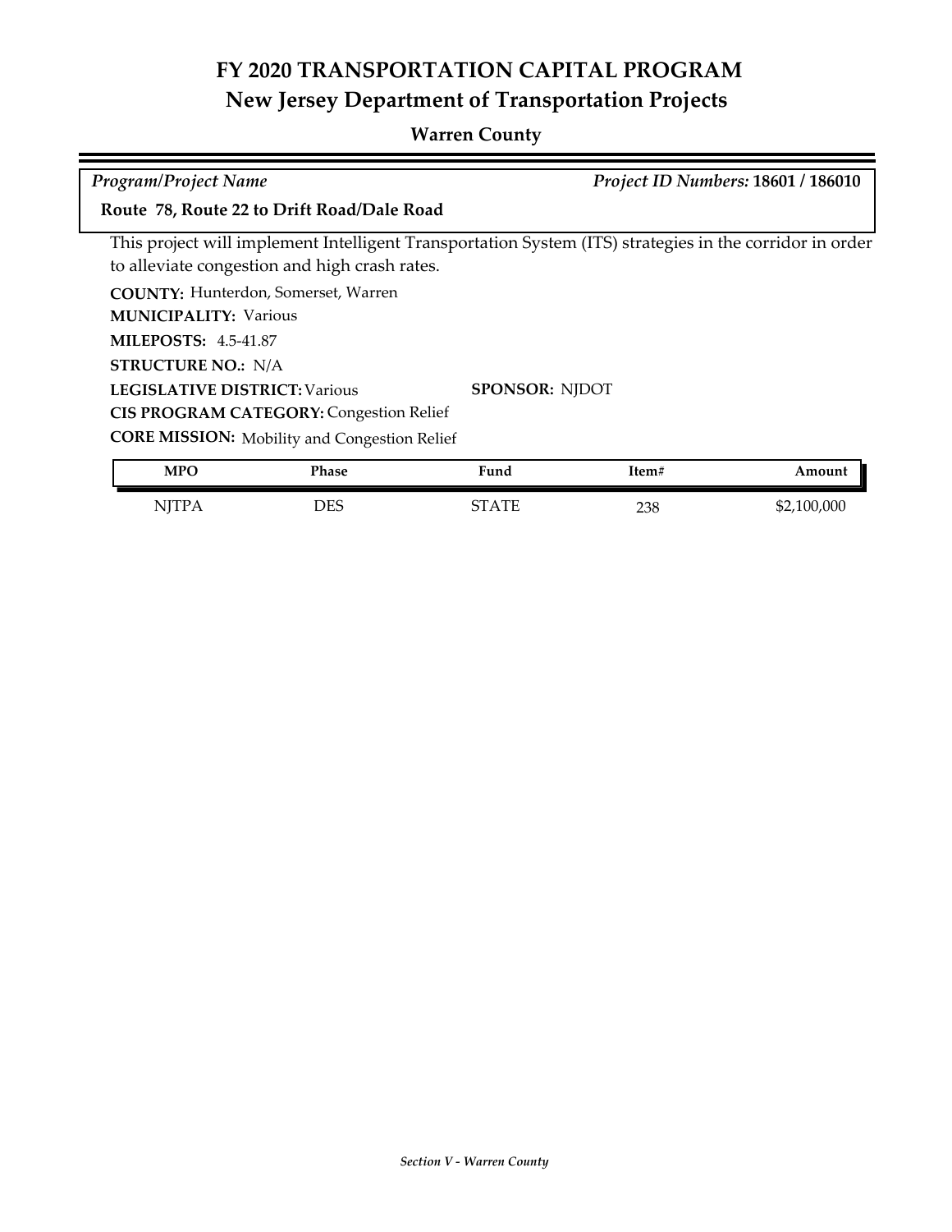# FY 2020 TRANSPORTATION CAPITAL PROGRAM
## New Jersey Department of Transportation Projects

### Warren County

*Program/Project Name* | *Project ID Numbers:* **18601 / 186010**

**Route 78, Route 22 to Drift Road/Dale Road**

This project will implement Intelligent Transportation System (ITS) strategies in the corridor in order to alleviate congestion and high crash rates.

**COUNTY:** Hunterdon, Somerset, Warren
**MUNICIPALITY:** Various
**MILEPOSTS:** 4.5-41.87
**STRUCTURE NO.:** N/A
**LEGISLATIVE DISTRICT:** Various
**SPONSOR:** NJDOT
**CIS PROGRAM CATEGORY:** Congestion Relief
**CORE MISSION:** Mobility and Congestion Relief

| MPO | Phase | Fund | Item# | Amount |
|---|---|---|---|---|
| NJTPA | DES | STATE | 238 | $2,100,000 |